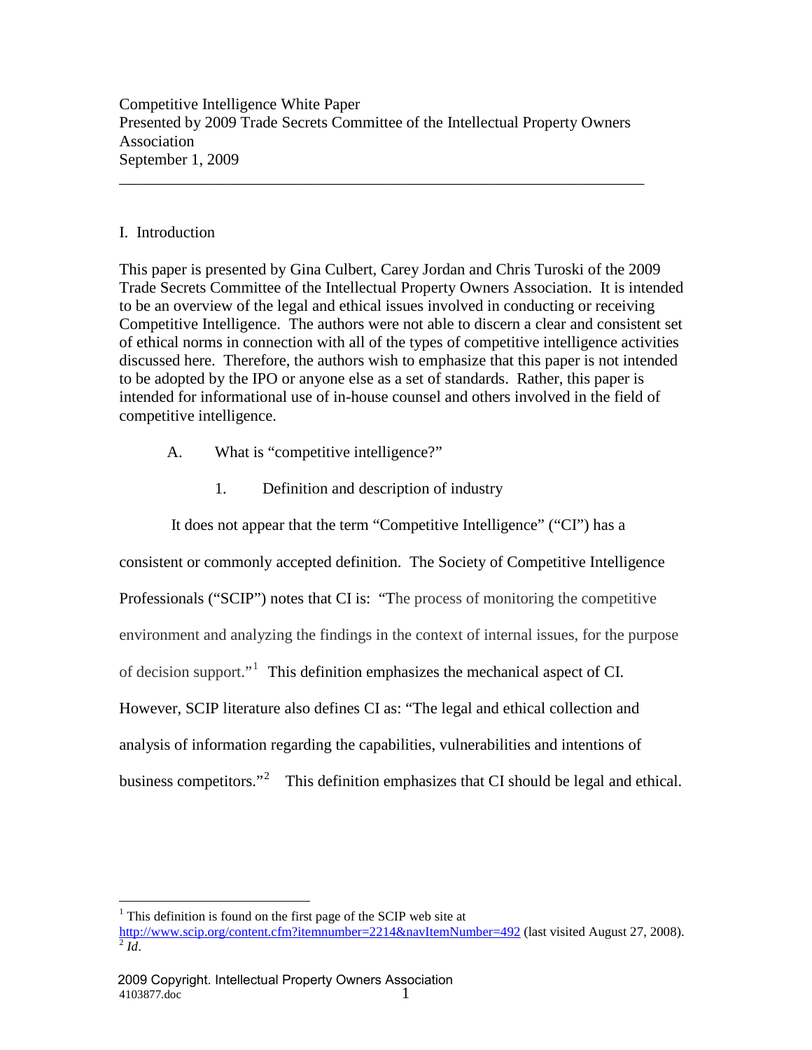Competitive Intelligence White Paper
Presented by 2009 Trade Secrets Committee of the Intellectual Property Owners Association
September 1, 2009

---

## I. Introduction

This paper is presented by Gina Culbert, Carey Jordan and Chris Turoski of the 2009 Trade Secrets Committee of the Intellectual Property Owners Association. It is intended to be an overview of the legal and ethical issues involved in conducting or receiving Competitive Intelligence. The authors were not able to discern a clear and consistent set of ethical norms in connection with all of the types of competitive intelligence activities discussed here. Therefore, the authors wish to emphasize that this paper is not intended to be adopted by the IPO or anyone else as a set of standards. Rather, this paper is intended for informational use of in-house counsel and others involved in the field of competitive intelligence.

### A. What is "competitive intelligence?"

#### 1. Definition and description of industry

It does not appear that the term "Competitive Intelligence" ("CI") has a consistent or commonly accepted definition. The Society of Competitive Intelligence Professionals ("SCIP") notes that CI is: "The process of monitoring the competitive environment and analyzing the findings in the context of internal issues, for the purpose of decision support."[1] This definition emphasizes the mechanical aspect of CI. However, SCIP literature also defines CI as: "The legal and ethical collection and analysis of information regarding the capabilities, vulnerabilities and intentions of business competitors."[2] This definition emphasizes that CI should be legal and ethical.

---

[1] This definition is found on the first page of the SCIP web site at http://www.scip.org/content.cfm?itemnumber=2214&navItemNumber=492 (last visited August 27, 2008).

[2] *Id*.

2009 Copyright. Intellectual Property Owners Association
4103877.doc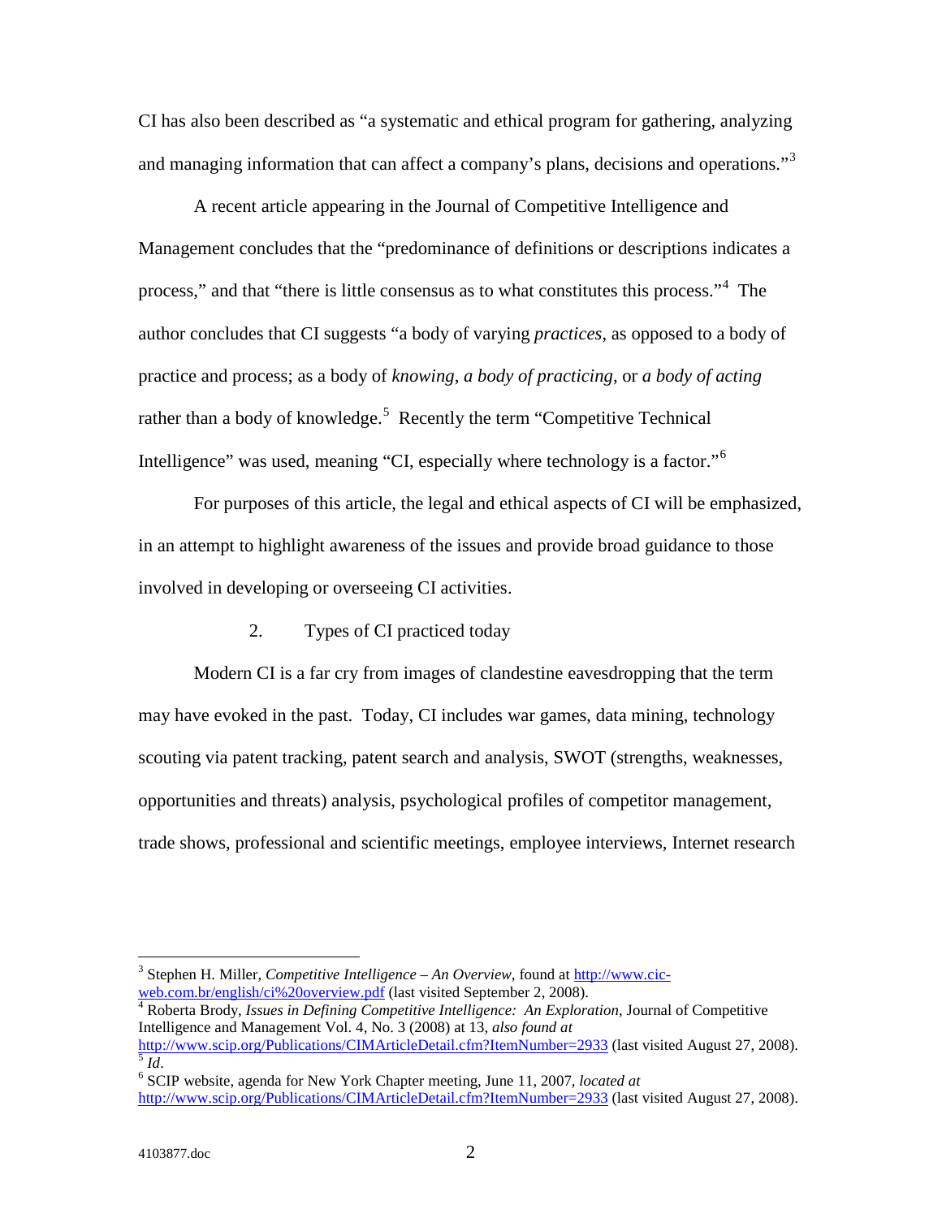CI has also been described as "a systematic and ethical program for gathering, analyzing and managing information that can affect a company's plans, decisions and operations."[3]

A recent article appearing in the Journal of Competitive Intelligence and Management concludes that the "predominance of definitions or descriptions indicates a process," and that "there is little consensus as to what constitutes this process."[4] The author concludes that CI suggests "a body of varying *practices*, as opposed to a body of practice and process; as a body of *knowing*, *a body of practicing*, or *a body of acting* rather than a body of knowledge.[5] Recently the term "Competitive Technical Intelligence" was used, meaning "CI, especially where technology is a factor."[6]

For purposes of this article, the legal and ethical aspects of CI will be emphasized, in an attempt to highlight awareness of the issues and provide broad guidance to those involved in developing or overseeing CI activities.

### 2. Types of CI practiced today

Modern CI is a far cry from images of clandestine eavesdropping that the term may have evoked in the past. Today, CI includes war games, data mining, technology scouting via patent tracking, patent search and analysis, SWOT (strengths, weaknesses, opportunities and threats) analysis, psychological profiles of competitor management, trade shows, professional and scientific meetings, employee interviews, Internet research

---

[3] Stephen H. Miller, *Competitive Intelligence – An Overview*, found at http://www.cic-web.com.br/english/ci%20overview.pdf (last visited September 2, 2008).

[4] Roberta Brody, *Issues in Defining Competitive Intelligence: An Exploration*, Journal of Competitive Intelligence and Management Vol. 4, No. 3 (2008) at 13, *also found at* http://www.scip.org/Publications/CIMArticleDetail.cfm?ItemNumber=2933 (last visited August 27, 2008).

[5] *Id*.

[6] SCIP website, agenda for New York Chapter meeting, June 11, 2007, *located at* http://www.scip.org/Publications/CIMArticleDetail.cfm?ItemNumber=2933 (last visited August 27, 2008).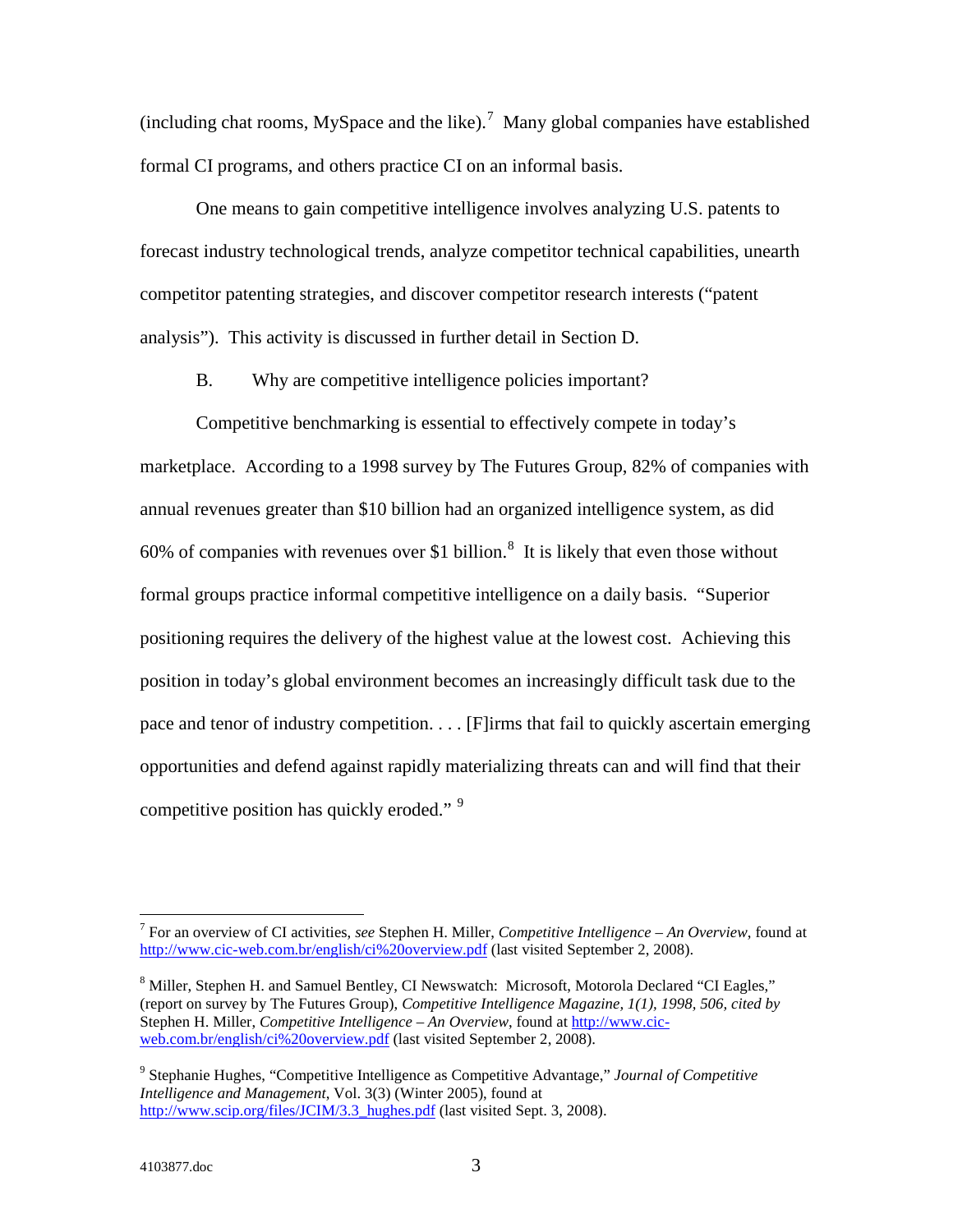(including chat rooms, MySpace and the like).[7] Many global companies have established formal CI programs, and others practice CI on an informal basis.

One means to gain competitive intelligence involves analyzing U.S. patents to forecast industry technological trends, analyze competitor technical capabilities, unearth competitor patenting strategies, and discover competitor research interests ("patent analysis"). This activity is discussed in further detail in Section D.

B. Why are competitive intelligence policies important?

Competitive benchmarking is essential to effectively compete in today's marketplace. According to a 1998 survey by The Futures Group, 82% of companies with annual revenues greater than $10 billion had an organized intelligence system, as did 60% of companies with revenues over $1 billion.[8] It is likely that even those without formal groups practice informal competitive intelligence on a daily basis. "Superior positioning requires the delivery of the highest value at the lowest cost. Achieving this position in today's global environment becomes an increasingly difficult task due to the pace and tenor of industry competition. . . . [F]irms that fail to quickly ascertain emerging opportunities and defend against rapidly materializing threats can and will find that their competitive position has quickly eroded." [9]

---

[7] For an overview of CI activities, *see* Stephen H. Miller, *Competitive Intelligence – An Overview*, found at http://www.cic-web.com.br/english/ci%20overview.pdf (last visited September 2, 2008).

[8] Miller, Stephen H. and Samuel Bentley, CI Newswatch: Microsoft, Motorola Declared "CI Eagles," (report on survey by The Futures Group), *Competitive Intelligence Magazine, 1(1), 1998, 506, cited by* Stephen H. Miller, *Competitive Intelligence – An Overview*, found at http://www.cic-web.com.br/english/ci%20overview.pdf (last visited September 2, 2008).

[9] Stephanie Hughes, "Competitive Intelligence as Competitive Advantage," *Journal of Competitive Intelligence and Management*, Vol. 3(3) (Winter 2005), found at http://www.scip.org/files/JCIM/3.3_hughes.pdf (last visited Sept. 3, 2008).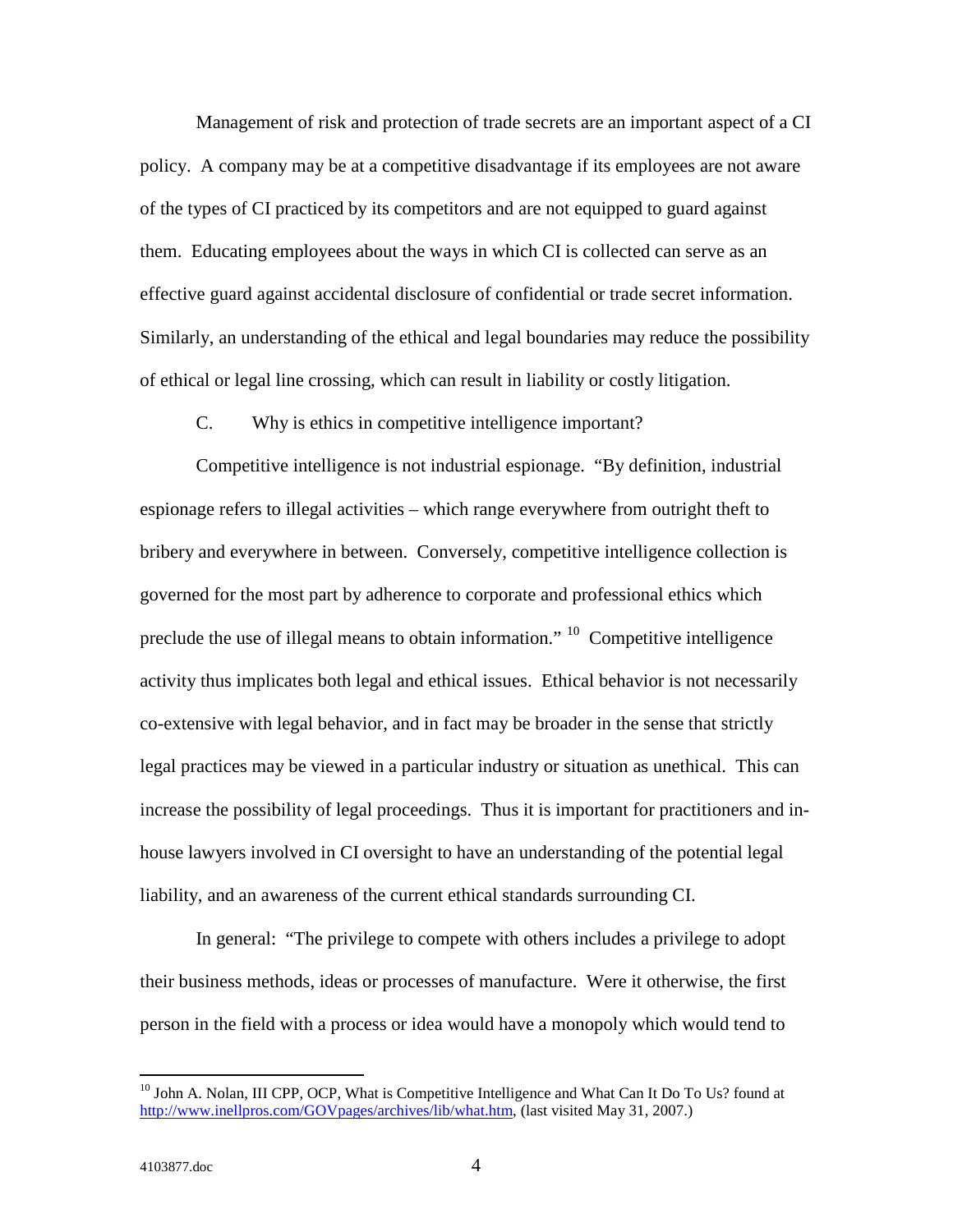Management of risk and protection of trade secrets are an important aspect of a CI policy. A company may be at a competitive disadvantage if its employees are not aware of the types of CI practiced by its competitors and are not equipped to guard against them. Educating employees about the ways in which CI is collected can serve as an effective guard against accidental disclosure of confidential or trade secret information. Similarly, an understanding of the ethical and legal boundaries may reduce the possibility of ethical or legal line crossing, which can result in liability or costly litigation.

### C. Why is ethics in competitive intelligence important?

Competitive intelligence is not industrial espionage. "By definition, industrial espionage refers to illegal activities – which range everywhere from outright theft to bribery and everywhere in between. Conversely, competitive intelligence collection is governed for the most part by adherence to corporate and professional ethics which preclude the use of illegal means to obtain information." [10] Competitive intelligence activity thus implicates both legal and ethical issues. Ethical behavior is not necessarily co-extensive with legal behavior, and in fact may be broader in the sense that strictly legal practices may be viewed in a particular industry or situation as unethical. This can increase the possibility of legal proceedings. Thus it is important for practitioners and in-house lawyers involved in CI oversight to have an understanding of the potential legal liability, and an awareness of the current ethical standards surrounding CI.

In general: "The privilege to compete with others includes a privilege to adopt their business methods, ideas or processes of manufacture. Were it otherwise, the first person in the field with a process or idea would have a monopoly which would tend to

---

[10] John A. Nolan, III CPP, OCP, What is Competitive Intelligence and What Can It Do To Us? found at http://www.inellpros.com/GOVpages/archives/lib/what.htm, (last visited May 31, 2007.)

4103877.doc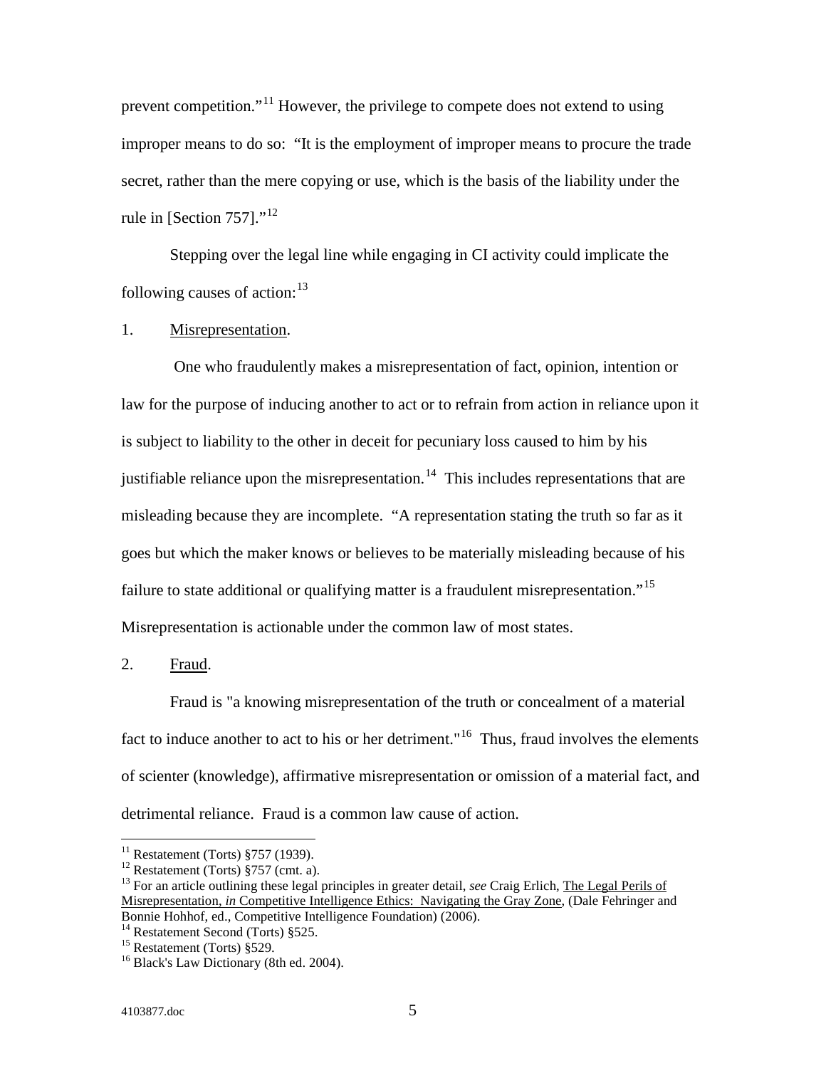prevent competition."[11] However, the privilege to compete does not extend to using improper means to do so: "It is the employment of improper means to procure the trade secret, rather than the mere copying or use, which is the basis of the liability under the rule in [Section 757]."[12]

Stepping over the legal line while engaging in CI activity could implicate the following causes of action:[13]

1. Misrepresentation.

One who fraudulently makes a misrepresentation of fact, opinion, intention or law for the purpose of inducing another to act or to refrain from action in reliance upon it is subject to liability to the other in deceit for pecuniary loss caused to him by his justifiable reliance upon the misrepresentation.[14] This includes representations that are misleading because they are incomplete. "A representation stating the truth so far as it goes but which the maker knows or believes to be materially misleading because of his failure to state additional or qualifying matter is a fraudulent misrepresentation."[15] Misrepresentation is actionable under the common law of most states.

2. Fraud.

Fraud is "a knowing misrepresentation of the truth or concealment of a material fact to induce another to act to his or her detriment."[16] Thus, fraud involves the elements of scienter (knowledge), affirmative misrepresentation or omission of a material fact, and detrimental reliance. Fraud is a common law cause of action.

---

[11] Restatement (Torts) §757 (1939).

[12] Restatement (Torts) §757 (cmt. a).

[13] For an article outlining these legal principles in greater detail, *see* Craig Erlich, The Legal Perils of Misrepresentation, *in* Competitive Intelligence Ethics: Navigating the Gray Zone, (Dale Fehringer and Bonnie Hohhof, ed., Competitive Intelligence Foundation) (2006).

[14] Restatement Second (Torts) §525.

[15] Restatement (Torts) §529.

[16] Black's Law Dictionary (8th ed. 2004).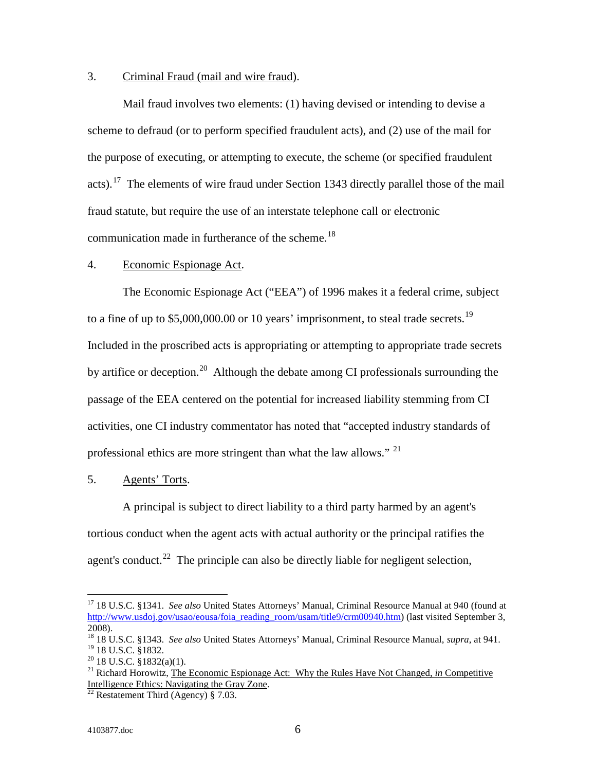3. Criminal Fraud (mail and wire fraud).

Mail fraud involves two elements: (1) having devised or intending to devise a scheme to defraud (or to perform specified fraudulent acts), and (2) use of the mail for the purpose of executing, or attempting to execute, the scheme (or specified fraudulent acts).[17] The elements of wire fraud under Section 1343 directly parallel those of the mail fraud statute, but require the use of an interstate telephone call or electronic communication made in furtherance of the scheme.[18]

4. Economic Espionage Act.

The Economic Espionage Act ("EEA") of 1996 makes it a federal crime, subject to a fine of up to $5,000,000.00 or 10 years' imprisonment, to steal trade secrets.[19] Included in the proscribed acts is appropriating or attempting to appropriate trade secrets by artifice or deception.[20] Although the debate among CI professionals surrounding the passage of the EEA centered on the potential for increased liability stemming from CI activities, one CI industry commentator has noted that "accepted industry standards of professional ethics are more stringent than what the law allows." [21]

5. Agents' Torts.

A principal is subject to direct liability to a third party harmed by an agent's tortious conduct when the agent acts with actual authority or the principal ratifies the agent's conduct.[22] The principle can also be directly liable for negligent selection,

---

[17] 18 U.S.C. §1341. *See also* United States Attorneys' Manual, Criminal Resource Manual at 940 (found at http://www.usdoj.gov/usao/eousa/foia_reading_room/usam/title9/crm00940.htm) (last visited September 3, 2008).

[18] 18 U.S.C. §1343. *See also* United States Attorneys' Manual, Criminal Resource Manual, *supra*, at 941.

[19] 18 U.S.C. §1832.

[20] 18 U.S.C. §1832(a)(1).

[21] Richard Horowitz, The Economic Espionage Act: Why the Rules Have Not Changed, *in* Competitive Intelligence Ethics: Navigating the Gray Zone.

[22] Restatement Third (Agency) § 7.03.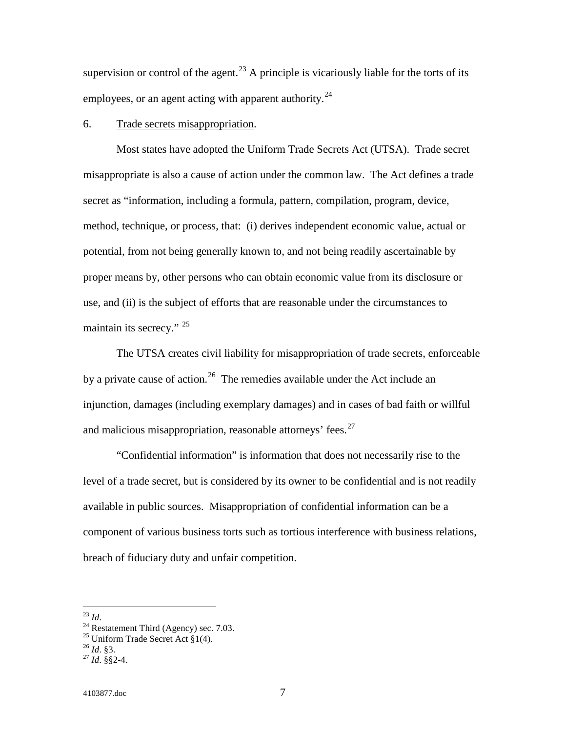supervision or control of the agent.[23] A principle is vicariously liable for the torts of its employees, or an agent acting with apparent authority.[24]

6. Trade secrets misappropriation.

Most states have adopted the Uniform Trade Secrets Act (UTSA). Trade secret misappropriate is also a cause of action under the common law. The Act defines a trade secret as "information, including a formula, pattern, compilation, program, device, method, technique, or process, that: (i) derives independent economic value, actual or potential, from not being generally known to, and not being readily ascertainable by proper means by, other persons who can obtain economic value from its disclosure or use, and (ii) is the subject of efforts that are reasonable under the circumstances to maintain its secrecy." [25]

The UTSA creates civil liability for misappropriation of trade secrets, enforceable by a private cause of action.[26] The remedies available under the Act include an injunction, damages (including exemplary damages) and in cases of bad faith or willful and malicious misappropriation, reasonable attorneys' fees.[27]

"Confidential information" is information that does not necessarily rise to the level of a trade secret, but is considered by its owner to be confidential and is not readily available in public sources. Misappropriation of confidential information can be a component of various business torts such as tortious interference with business relations, breach of fiduciary duty and unfair competition.

---

[23] *Id*.
[24] Restatement Third (Agency) sec. 7.03.
[25] Uniform Trade Secret Act §1(4).
[26] *Id*. §3.
[27] *Id*. §§2-4.

4103877.doc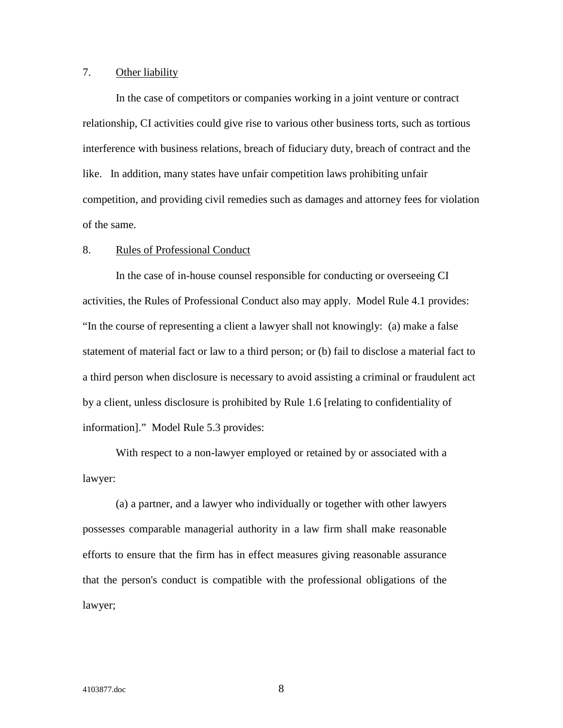7. <u>Other liability</u>

In the case of competitors or companies working in a joint venture or contract relationship, CI activities could give rise to various other business torts, such as tortious interference with business relations, breach of fiduciary duty, breach of contract and the like. In addition, many states have unfair competition laws prohibiting unfair competition, and providing civil remedies such as damages and attorney fees for violation of the same.

8. <u>Rules of Professional Conduct</u>

In the case of in-house counsel responsible for conducting or overseeing CI activities, the Rules of Professional Conduct also may apply. Model Rule 4.1 provides: "In the course of representing a client a lawyer shall not knowingly: (a) make a false statement of material fact or law to a third person; or (b) fail to disclose a material fact to a third person when disclosure is necessary to avoid assisting a criminal or fraudulent act by a client, unless disclosure is prohibited by Rule 1.6 [relating to confidentiality of information]." Model Rule 5.3 provides:

> With respect to a non-lawyer employed or retained by or associated with a lawyer:
>
> (a) a partner, and a lawyer who individually or together with other lawyers possesses comparable managerial authority in a law firm shall make reasonable efforts to ensure that the firm has in effect measures giving reasonable assurance that the person's conduct is compatible with the professional obligations of the lawyer;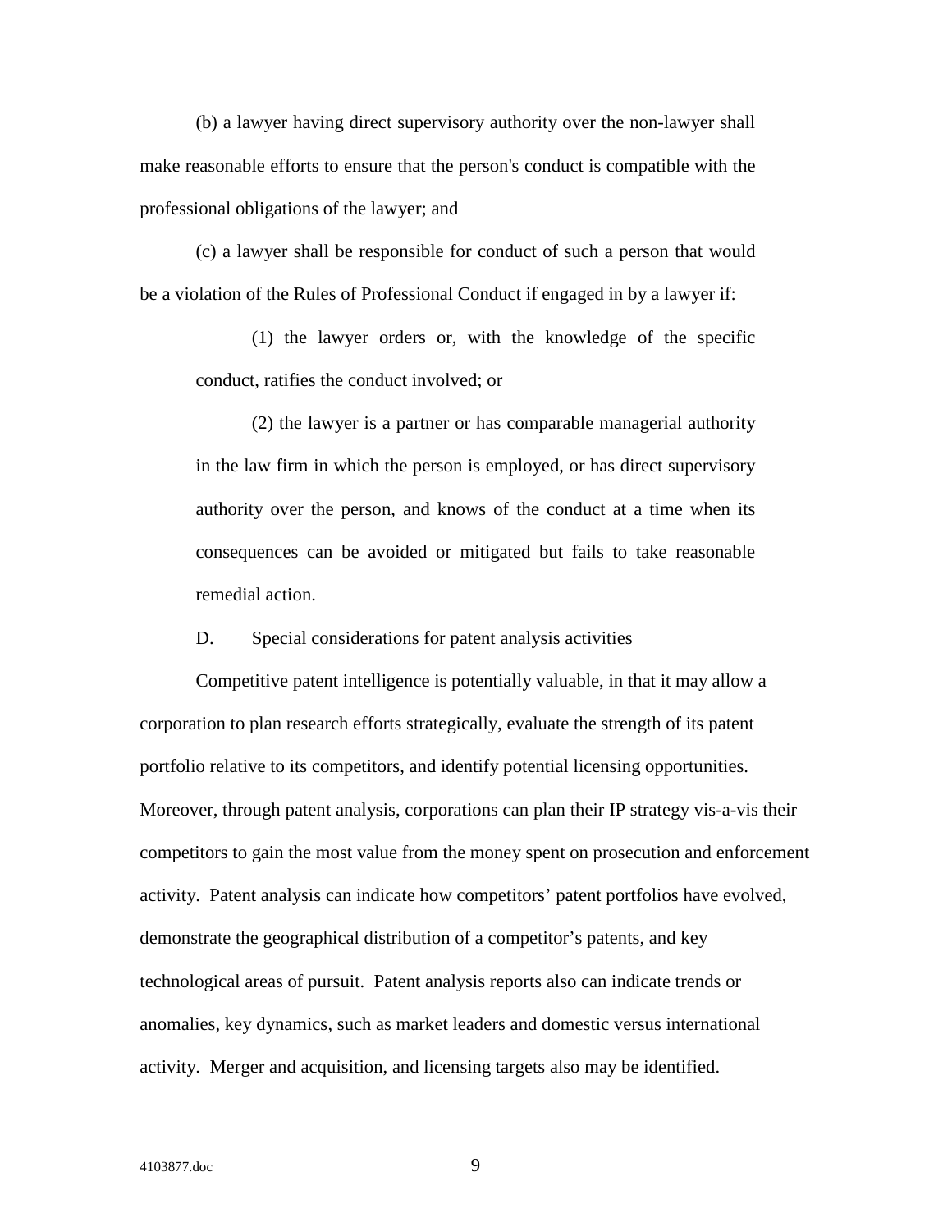(b) a lawyer having direct supervisory authority over the non-lawyer shall make reasonable efforts to ensure that the person's conduct is compatible with the professional obligations of the lawyer; and

(c) a lawyer shall be responsible for conduct of such a person that would be a violation of the Rules of Professional Conduct if engaged in by a lawyer if:

> (1) the lawyer orders or, with the knowledge of the specific conduct, ratifies the conduct involved; or
>
> (2) the lawyer is a partner or has comparable managerial authority in the law firm in which the person is employed, or has direct supervisory authority over the person, and knows of the conduct at a time when its consequences can be avoided or mitigated but fails to take reasonable remedial action.

### D. Special considerations for patent analysis activities

Competitive patent intelligence is potentially valuable, in that it may allow a corporation to plan research efforts strategically, evaluate the strength of its patent portfolio relative to its competitors, and identify potential licensing opportunities. Moreover, through patent analysis, corporations can plan their IP strategy vis-a-vis their competitors to gain the most value from the money spent on prosecution and enforcement activity. Patent analysis can indicate how competitors' patent portfolios have evolved, demonstrate the geographical distribution of a competitor's patents, and key technological areas of pursuit. Patent analysis reports also can indicate trends or anomalies, key dynamics, such as market leaders and domestic versus international activity. Merger and acquisition, and licensing targets also may be identified.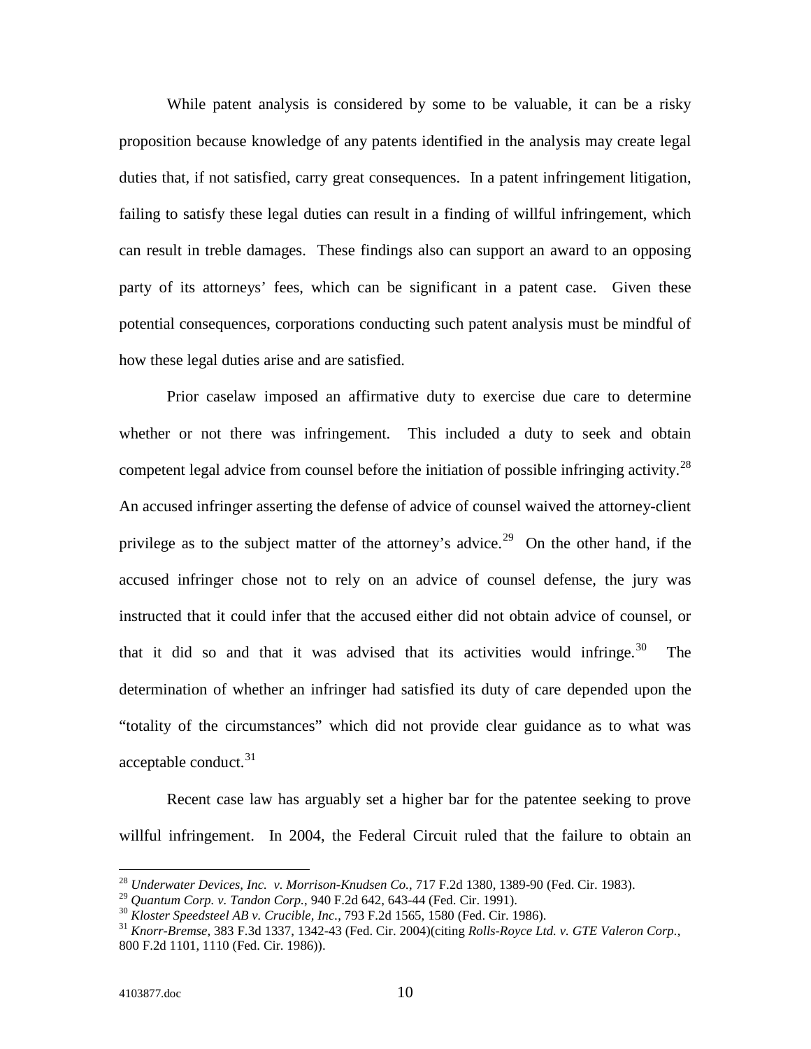While patent analysis is considered by some to be valuable, it can be a risky proposition because knowledge of any patents identified in the analysis may create legal duties that, if not satisfied, carry great consequences. In a patent infringement litigation, failing to satisfy these legal duties can result in a finding of willful infringement, which can result in treble damages. These findings also can support an award to an opposing party of its attorneys' fees, which can be significant in a patent case. Given these potential consequences, corporations conducting such patent analysis must be mindful of how these legal duties arise and are satisfied.

Prior caselaw imposed an affirmative duty to exercise due care to determine whether or not there was infringement. This included a duty to seek and obtain competent legal advice from counsel before the initiation of possible infringing activity.[28] An accused infringer asserting the defense of advice of counsel waived the attorney-client privilege as to the subject matter of the attorney's advice.[29] On the other hand, if the accused infringer chose not to rely on an advice of counsel defense, the jury was instructed that it could infer that the accused either did not obtain advice of counsel, or that it did so and that it was advised that its activities would infringe.[30] The determination of whether an infringer had satisfied its duty of care depended upon the "totality of the circumstances" which did not provide clear guidance as to what was acceptable conduct.[31]

Recent case law has arguably set a higher bar for the patentee seeking to prove willful infringement. In 2004, the Federal Circuit ruled that the failure to obtain an

---

[28] *Underwater Devices, Inc. v. Morrison-Knudsen Co.*, 717 F.2d 1380, 1389-90 (Fed. Cir. 1983).

[29] *Quantum Corp. v. Tandon Corp.*, 940 F.2d 642, 643-44 (Fed. Cir. 1991).

[30] *Kloster Speedsteel AB v. Crucible, Inc.*, 793 F.2d 1565, 1580 (Fed. Cir. 1986).

[31] *Knorr-Bremse,* 383 F.3d 1337, 1342-43 (Fed. Cir. 2004)(citing *Rolls-Royce Ltd. v. GTE Valeron Corp.*, 800 F.2d 1101, 1110 (Fed. Cir. 1986)).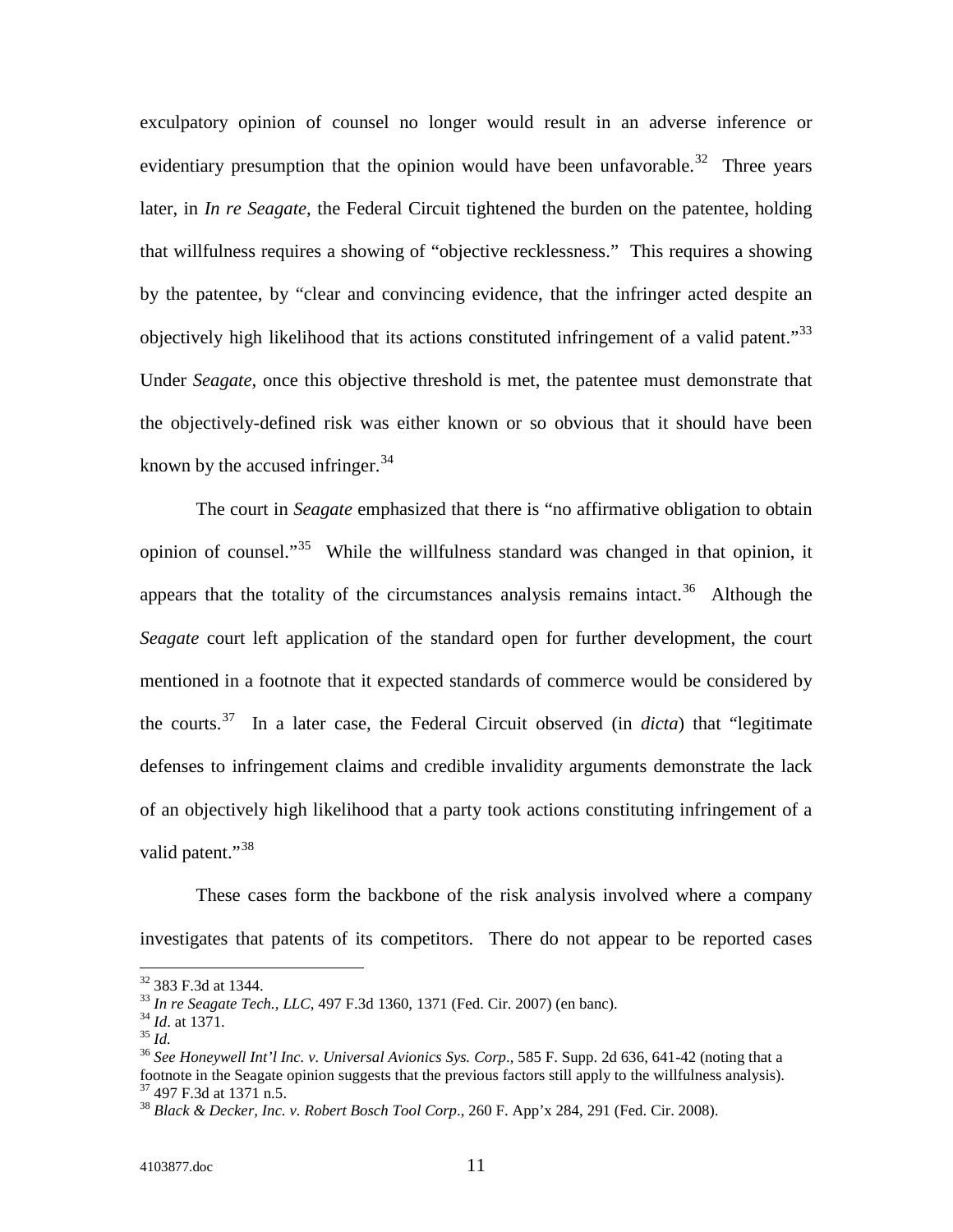exculpatory opinion of counsel no longer would result in an adverse inference or evidentiary presumption that the opinion would have been unfavorable.[32] Three years later, in *In re Seagate*, the Federal Circuit tightened the burden on the patentee, holding that willfulness requires a showing of "objective recklessness." This requires a showing by the patentee, by "clear and convincing evidence, that the infringer acted despite an objectively high likelihood that its actions constituted infringement of a valid patent."[33] Under *Seagate*, once this objective threshold is met, the patentee must demonstrate that the objectively-defined risk was either known or so obvious that it should have been known by the accused infringer.[34]

The court in *Seagate* emphasized that there is "no affirmative obligation to obtain opinion of counsel."[35] While the willfulness standard was changed in that opinion, it appears that the totality of the circumstances analysis remains intact.[36] Although the *Seagate* court left application of the standard open for further development, the court mentioned in a footnote that it expected standards of commerce would be considered by the courts.[37] In a later case, the Federal Circuit observed (in *dicta*) that "legitimate defenses to infringement claims and credible invalidity arguments demonstrate the lack of an objectively high likelihood that a party took actions constituting infringement of a valid patent."[38]

These cases form the backbone of the risk analysis involved where a company investigates that patents of its competitors. There do not appear to be reported cases

---

[32] 383 F.3d at 1344.
[33] *In re Seagate Tech., LLC*, 497 F.3d 1360, 1371 (Fed. Cir. 2007) (en banc).
[34] *Id*. at 1371.
[35] *Id.*
[36] *See Honeywell Int'l Inc. v. Universal Avionics Sys. Corp*., 585 F. Supp. 2d 636, 641-42 (noting that a footnote in the Seagate opinion suggests that the previous factors still apply to the willfulness analysis).
[37] 497 F.3d at 1371 n.5.
[38] *Black & Decker, Inc. v. Robert Bosch Tool Corp*., 260 F. App'x 284, 291 (Fed. Cir. 2008).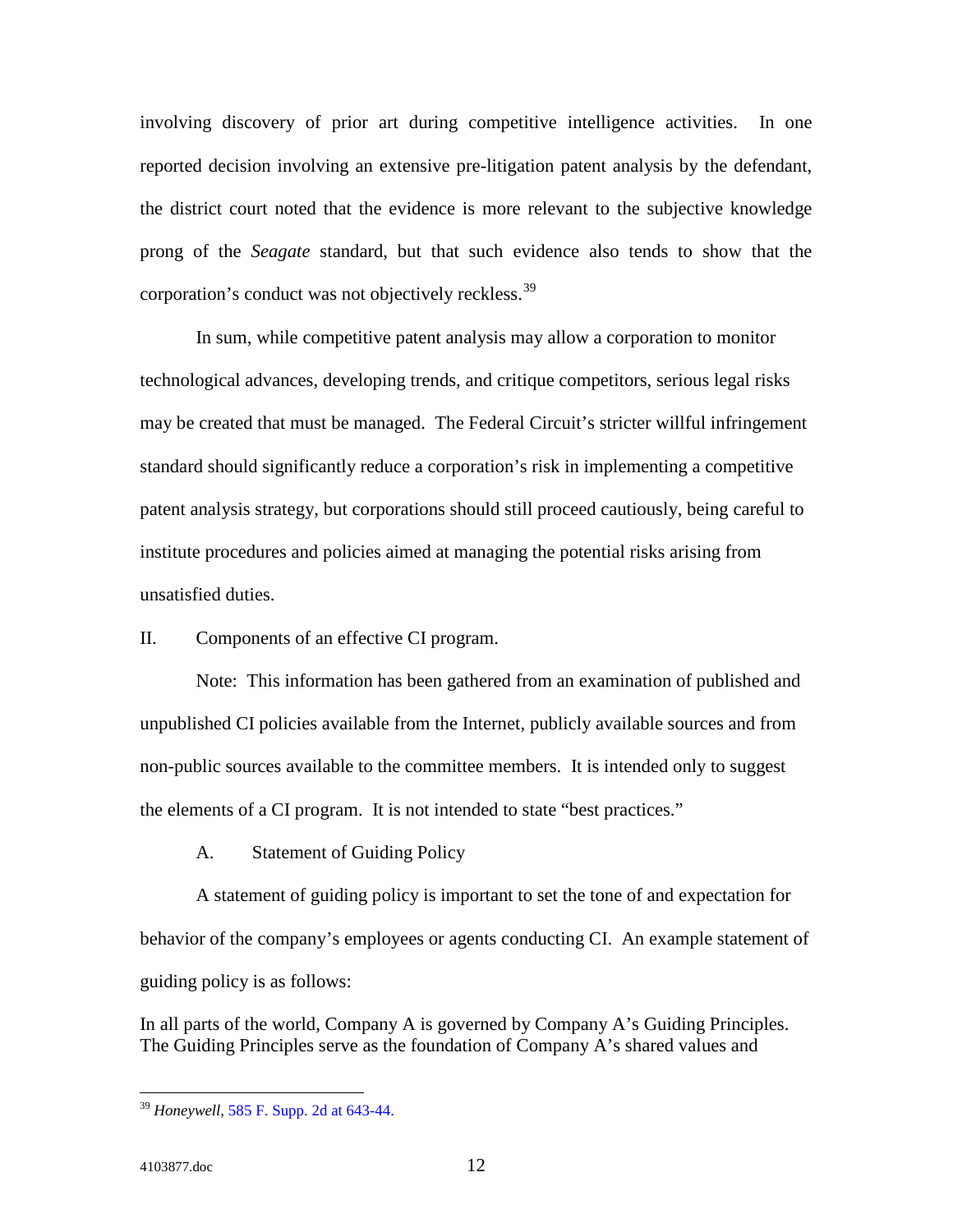involving discovery of prior art during competitive intelligence activities. In one reported decision involving an extensive pre-litigation patent analysis by the defendant, the district court noted that the evidence is more relevant to the subjective knowledge prong of the *Seagate* standard, but that such evidence also tends to show that the corporation's conduct was not objectively reckless.[39]

In sum, while competitive patent analysis may allow a corporation to monitor technological advances, developing trends, and critique competitors, serious legal risks may be created that must be managed. The Federal Circuit's stricter willful infringement standard should significantly reduce a corporation's risk in implementing a competitive patent analysis strategy, but corporations should still proceed cautiously, being careful to institute procedures and policies aimed at managing the potential risks arising from unsatisfied duties.

## II. Components of an effective CI program.

Note: This information has been gathered from an examination of published and unpublished CI policies available from the Internet, publicly available sources and from non-public sources available to the committee members. It is intended only to suggest the elements of a CI program. It is not intended to state "best practices."

### A. Statement of Guiding Policy

A statement of guiding policy is important to set the tone of and expectation for behavior of the company's employees or agents conducting CI. An example statement of guiding policy is as follows:

In all parts of the world, Company A is governed by Company A's Guiding Principles. The Guiding Principles serve as the foundation of Company A's shared values and

---

[39] *Honeywell*, 585 F. Supp. 2d at 643-44.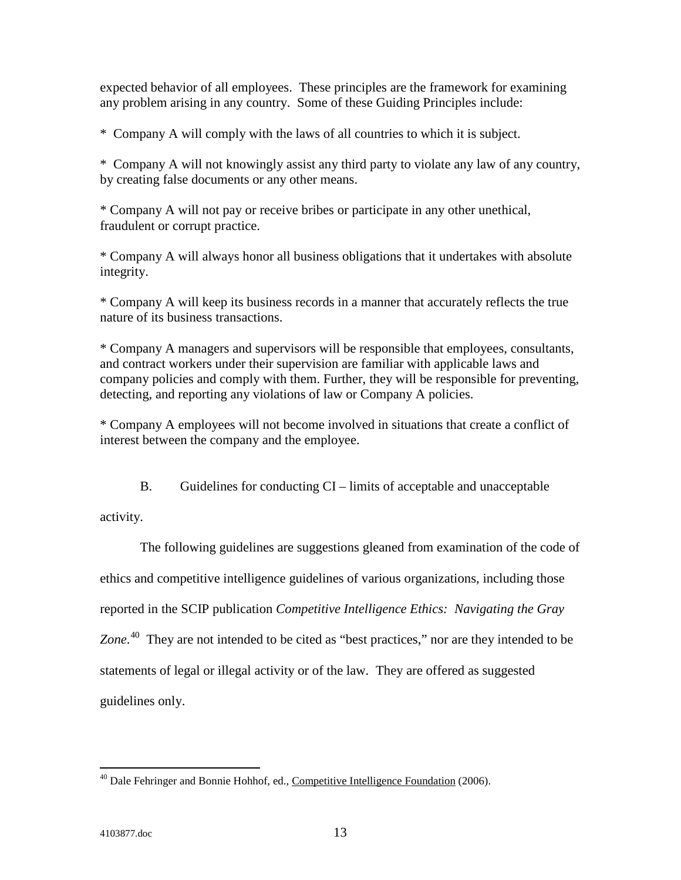expected behavior of all employees. These principles are the framework for examining any problem arising in any country. Some of these Guiding Principles include:

* Company A will comply with the laws of all countries to which it is subject.

* Company A will not knowingly assist any third party to violate any law of any country, by creating false documents or any other means.

* Company A will not pay or receive bribes or participate in any other unethical, fraudulent or corrupt practice.

* Company A will always honor all business obligations that it undertakes with absolute integrity.

* Company A will keep its business records in a manner that accurately reflects the true nature of its business transactions.

* Company A managers and supervisors will be responsible that employees, consultants, and contract workers under their supervision are familiar with applicable laws and company policies and comply with them. Further, they will be responsible for preventing, detecting, and reporting any violations of law or Company A policies.

* Company A employees will not become involved in situations that create a conflict of interest between the company and the employee.

B. Guidelines for conducting CI – limits of acceptable and unacceptable activity.

The following guidelines are suggestions gleaned from examination of the code of ethics and competitive intelligence guidelines of various organizations, including those reported in the SCIP publication *Competitive Intelligence Ethics: Navigating the Gray Zone*.[40] They are not intended to be cited as "best practices," nor are they intended to be statements of legal or illegal activity or of the law. They are offered as suggested guidelines only.

[40] Dale Fehringer and Bonnie Hohhof, ed., Competitive Intelligence Foundation (2006).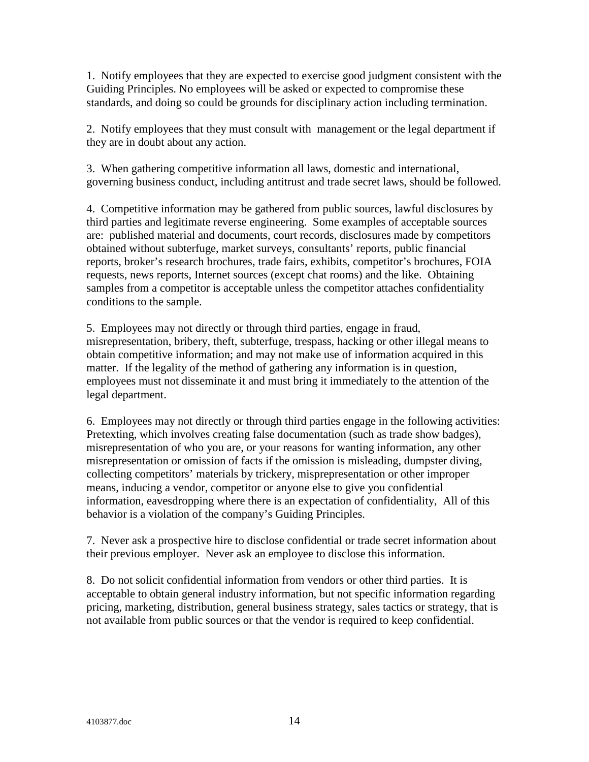1. Notify employees that they are expected to exercise good judgment consistent with the Guiding Principles. No employees will be asked or expected to compromise these standards, and doing so could be grounds for disciplinary action including termination.

2. Notify employees that they must consult with management or the legal department if they are in doubt about any action.

3. When gathering competitive information all laws, domestic and international, governing business conduct, including antitrust and trade secret laws, should be followed.

4. Competitive information may be gathered from public sources, lawful disclosures by third parties and legitimate reverse engineering. Some examples of acceptable sources are: published material and documents, court records, disclosures made by competitors obtained without subterfuge, market surveys, consultants' reports, public financial reports, broker's research brochures, trade fairs, exhibits, competitor's brochures, FOIA requests, news reports, Internet sources (except chat rooms) and the like. Obtaining samples from a competitor is acceptable unless the competitor attaches confidentiality conditions to the sample.

5. Employees may not directly or through third parties, engage in fraud, misrepresentation, bribery, theft, subterfuge, trespass, hacking or other illegal means to obtain competitive information; and may not make use of information acquired in this matter. If the legality of the method of gathering any information is in question, employees must not disseminate it and must bring it immediately to the attention of the legal department.

6. Employees may not directly or through third parties engage in the following activities: Pretexting, which involves creating false documentation (such as trade show badges), misrepresentation of who you are, or your reasons for wanting information, any other misrepresentation or omission of facts if the omission is misleading, dumpster diving, collecting competitors' materials by trickery, misprepresentation or other improper means, inducing a vendor, competitor or anyone else to give you confidential information, eavesdropping where there is an expectation of confidentiality, All of this behavior is a violation of the company's Guiding Principles.

7. Never ask a prospective hire to disclose confidential or trade secret information about their previous employer. Never ask an employee to disclose this information.

8. Do not solicit confidential information from vendors or other third parties. It is acceptable to obtain general industry information, but not specific information regarding pricing, marketing, distribution, general business strategy, sales tactics or strategy, that is not available from public sources or that the vendor is required to keep confidential.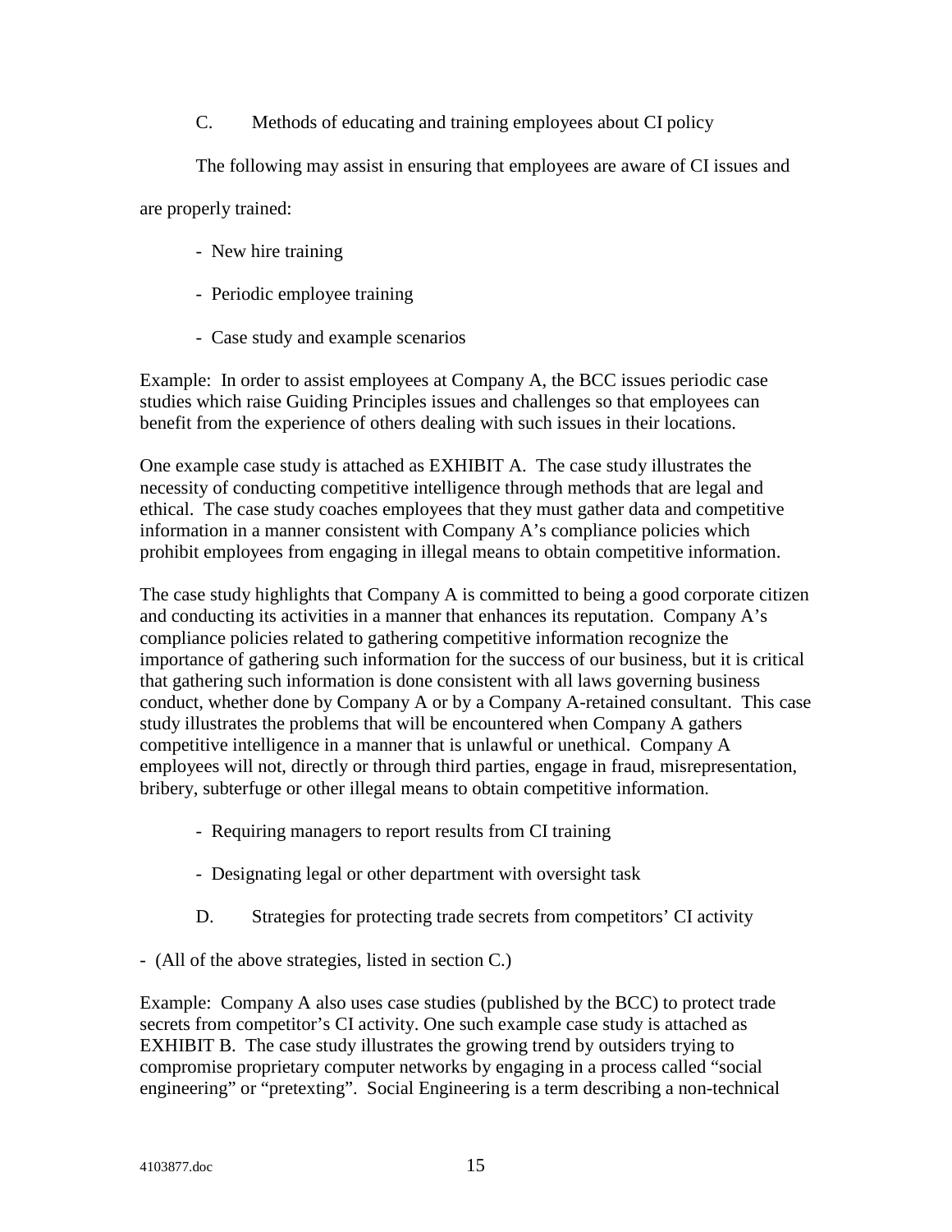C. Methods of educating and training employees about CI policy

The following may assist in ensuring that employees are aware of CI issues and are properly trained:

- New hire training
- Periodic employee training
- Case study and example scenarios

Example: In order to assist employees at Company A, the BCC issues periodic case studies which raise Guiding Principles issues and challenges so that employees can benefit from the experience of others dealing with such issues in their locations.

One example case study is attached as EXHIBIT A. The case study illustrates the necessity of conducting competitive intelligence through methods that are legal and ethical. The case study coaches employees that they must gather data and competitive information in a manner consistent with Company A's compliance policies which prohibit employees from engaging in illegal means to obtain competitive information.

The case study highlights that Company A is committed to being a good corporate citizen and conducting its activities in a manner that enhances its reputation. Company A's compliance policies related to gathering competitive information recognize the importance of gathering such information for the success of our business, but it is critical that gathering such information is done consistent with all laws governing business conduct, whether done by Company A or by a Company A-retained consultant. This case study illustrates the problems that will be encountered when Company A gathers competitive intelligence in a manner that is unlawful or unethical. Company A employees will not, directly or through third parties, engage in fraud, misrepresentation, bribery, subterfuge or other illegal means to obtain competitive information.

- Requiring managers to report results from CI training
- Designating legal or other department with oversight task

D. Strategies for protecting trade secrets from competitors' CI activity

- (All of the above strategies, listed in section C.)

Example: Company A also uses case studies (published by the BCC) to protect trade secrets from competitor's CI activity. One such example case study is attached as EXHIBIT B. The case study illustrates the growing trend by outsiders trying to compromise proprietary computer networks by engaging in a process called "social engineering" or "pretexting". Social Engineering is a term describing a non-technical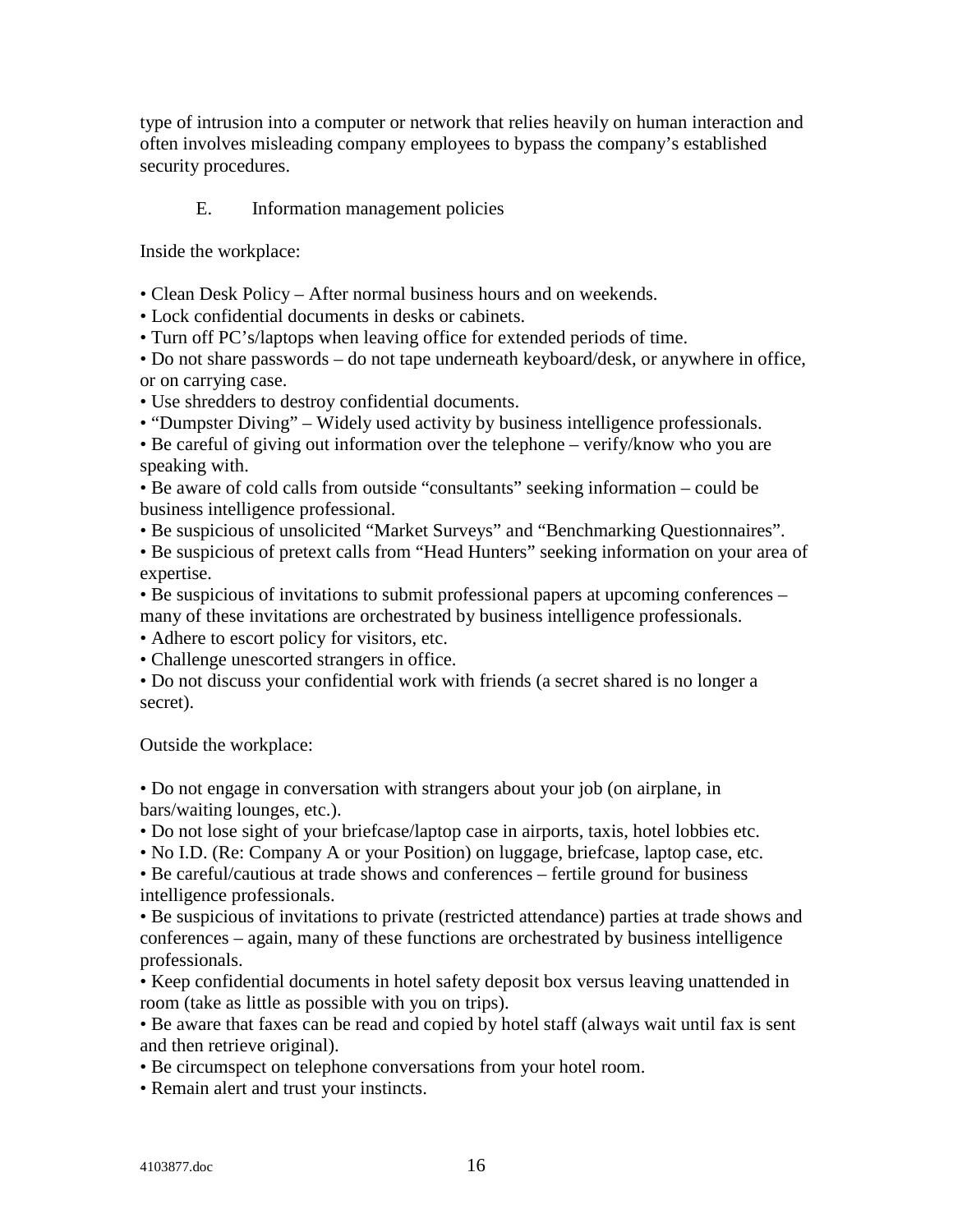type of intrusion into a computer or network that relies heavily on human interaction and often involves misleading company employees to bypass the company's established security procedures.

### E. Information management policies

Inside the workplace:

- Clean Desk Policy – After normal business hours and on weekends.
- Lock confidential documents in desks or cabinets.
- Turn off PC's/laptops when leaving office for extended periods of time.
- Do not share passwords – do not tape underneath keyboard/desk, or anywhere in office, or on carrying case.
- Use shredders to destroy confidential documents.
- "Dumpster Diving" – Widely used activity by business intelligence professionals.
- Be careful of giving out information over the telephone – verify/know who you are speaking with.
- Be aware of cold calls from outside "consultants" seeking information – could be business intelligence professional.
- Be suspicious of unsolicited "Market Surveys" and "Benchmarking Questionnaires".
- Be suspicious of pretext calls from "Head Hunters" seeking information on your area of expertise.
- Be suspicious of invitations to submit professional papers at upcoming conferences – many of these invitations are orchestrated by business intelligence professionals.
- Adhere to escort policy for visitors, etc.
- Challenge unescorted strangers in office.
- Do not discuss your confidential work with friends (a secret shared is no longer a secret).

Outside the workplace:

- Do not engage in conversation with strangers about your job (on airplane, in bars/waiting lounges, etc.).
- Do not lose sight of your briefcase/laptop case in airports, taxis, hotel lobbies etc.
- No I.D. (Re: Company A or your Position) on luggage, briefcase, laptop case, etc.
- Be careful/cautious at trade shows and conferences – fertile ground for business intelligence professionals.
- Be suspicious of invitations to private (restricted attendance) parties at trade shows and conferences – again, many of these functions are orchestrated by business intelligence professionals.
- Keep confidential documents in hotel safety deposit box versus leaving unattended in room (take as little as possible with you on trips).
- Be aware that faxes can be read and copied by hotel staff (always wait until fax is sent and then retrieve original).
- Be circumspect on telephone conversations from your hotel room.
- Remain alert and trust your instincts.